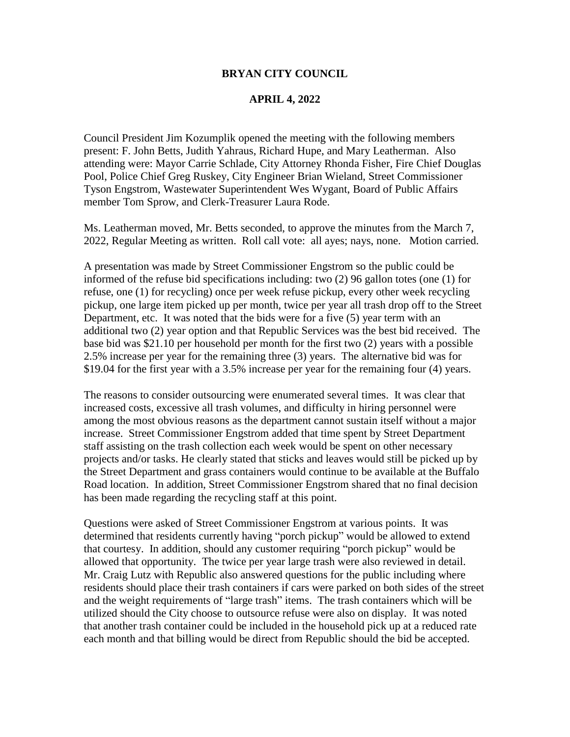# BRYAN CITY COUNCIL

## APRIL 4, 2022

Council President Jim Kozumplik opened the meeting with the following members present: F. John Betts, Judith Yahraus, Richard Hupe, and Mary Leatherman. Also attending were: Mayor Carrie Schlade, City Attorney Rhonda Fisher, Fire Chief Douglas Pool, Police Chief Greg Ruskey, City Engineer Brian Wieland, Street Commissioner Tyson Engstrom, Wastewater Superintendent Wes Wygant, Board of Public Affairs member Tom Sprow, and Clerk-Treasurer Laura Rode.

Ms. Leatherman moved, Mr. Betts seconded, to approve the minutes from the March 7, 2022, Regular Meeting as written. Roll call vote: all ayes; nays, none. Motion carried.

A presentation was made by Street Commissioner Engstrom so the public could be informed of the refuse bid specifications including: two (2) 96 gallon totes (one (1) for refuse, one (1) for recycling) once per week refuse pickup, every other week recycling pickup, one large item picked up per month, twice per year all trash drop off to the Street Department, etc. It was noted that the bids were for a five (5) year term with an additional two (2) year option and that Republic Services was the best bid received. The base bid was $21.10 per household per month for the first two (2) years with a possible 2.5% increase per year for the remaining three (3) years. The alternative bid was for $19.04 for the first year with a 3.5% increase per year for the remaining four (4) years.

The reasons to consider outsourcing were enumerated several times. It was clear that increased costs, excessive all trash volumes, and difficulty in hiring personnel were among the most obvious reasons as the department cannot sustain itself without a major increase. Street Commissioner Engstrom added that time spent by Street Department staff assisting on the trash collection each week would be spent on other necessary projects and/or tasks. He clearly stated that sticks and leaves would still be picked up by the Street Department and grass containers would continue to be available at the Buffalo Road location. In addition, Street Commissioner Engstrom shared that no final decision has been made regarding the recycling staff at this point.

Questions were asked of Street Commissioner Engstrom at various points. It was determined that residents currently having "porch pickup" would be allowed to extend that courtesy. In addition, should any customer requiring "porch pickup" would be allowed that opportunity. The twice per year large trash were also reviewed in detail. Mr. Craig Lutz with Republic also answered questions for the public including where residents should place their trash containers if cars were parked on both sides of the street and the weight requirements of "large trash" items. The trash containers which will be utilized should the City choose to outsource refuse were also on display. It was noted that another trash container could be included in the household pick up at a reduced rate each month and that billing would be direct from Republic should the bid be accepted.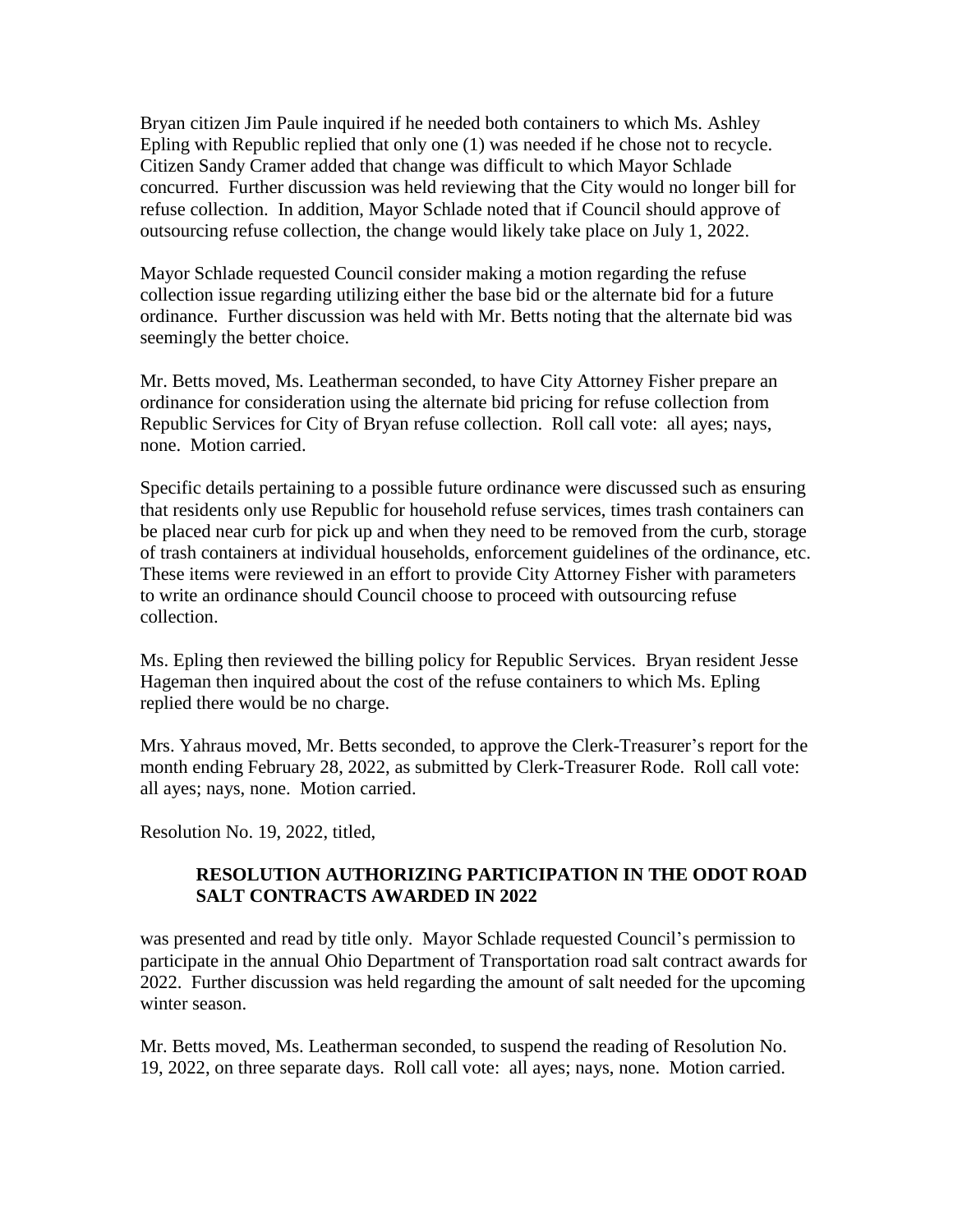Bryan citizen Jim Paule inquired if he needed both containers to which Ms. Ashley Epling with Republic replied that only one (1) was needed if he chose not to recycle. Citizen Sandy Cramer added that change was difficult to which Mayor Schlade concurred. Further discussion was held reviewing that the City would no longer bill for refuse collection. In addition, Mayor Schlade noted that if Council should approve of outsourcing refuse collection, the change would likely take place on July 1, 2022.

Mayor Schlade requested Council consider making a motion regarding the refuse collection issue regarding utilizing either the base bid or the alternate bid for a future ordinance. Further discussion was held with Mr. Betts noting that the alternate bid was seemingly the better choice.

Mr. Betts moved, Ms. Leatherman seconded, to have City Attorney Fisher prepare an ordinance for consideration using the alternate bid pricing for refuse collection from Republic Services for City of Bryan refuse collection. Roll call vote: all ayes; nays, none. Motion carried.

Specific details pertaining to a possible future ordinance were discussed such as ensuring that residents only use Republic for household refuse services, times trash containers can be placed near curb for pick up and when they need to be removed from the curb, storage of trash containers at individual households, enforcement guidelines of the ordinance, etc. These items were reviewed in an effort to provide City Attorney Fisher with parameters to write an ordinance should Council choose to proceed with outsourcing refuse collection.

Ms. Epling then reviewed the billing policy for Republic Services. Bryan resident Jesse Hageman then inquired about the cost of the refuse containers to which Ms. Epling replied there would be no charge.

Mrs. Yahraus moved, Mr. Betts seconded, to approve the Clerk-Treasurer's report for the month ending February 28, 2022, as submitted by Clerk-Treasurer Rode. Roll call vote: all ayes; nays, none. Motion carried.

Resolution No. 19, 2022, titled,

> **RESOLUTION AUTHORIZING PARTICIPATION IN THE ODOT ROAD SALT CONTRACTS AWARDED IN 2022**

was presented and read by title only. Mayor Schlade requested Council's permission to participate in the annual Ohio Department of Transportation road salt contract awards for 2022. Further discussion was held regarding the amount of salt needed for the upcoming winter season.

Mr. Betts moved, Ms. Leatherman seconded, to suspend the reading of Resolution No. 19, 2022, on three separate days. Roll call vote: all ayes; nays, none. Motion carried.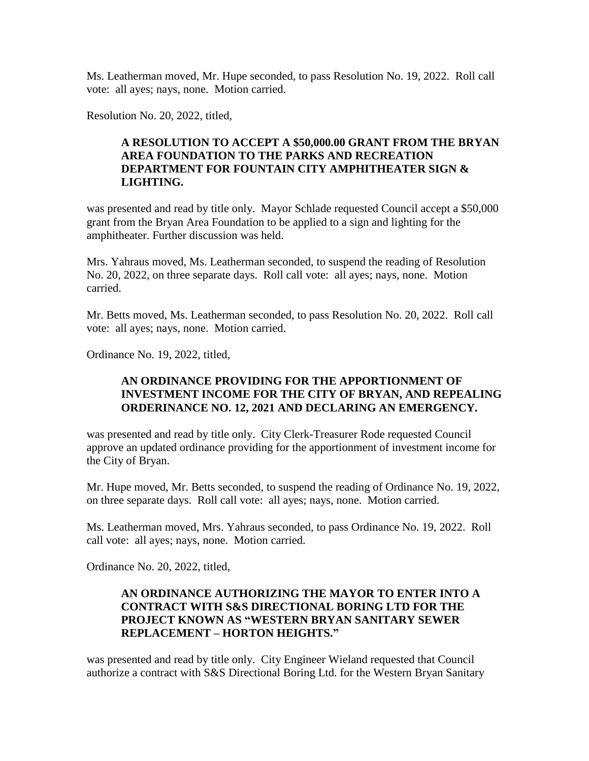Ms. Leatherman moved, Mr. Hupe seconded, to pass Resolution No. 19, 2022. Roll call vote: all ayes; nays, none. Motion carried.

Resolution No. 20, 2022, titled,

> **A RESOLUTION TO ACCEPT A $50,000.00 GRANT FROM THE BRYAN AREA FOUNDATION TO THE PARKS AND RECREATION DEPARTMENT FOR FOUNTAIN CITY AMPHITHEATER SIGN & LIGHTING.**

was presented and read by title only. Mayor Schlade requested Council accept a $50,000 grant from the Bryan Area Foundation to be applied to a sign and lighting for the amphitheater. Further discussion was held.

Mrs. Yahraus moved, Ms. Leatherman seconded, to suspend the reading of Resolution No. 20, 2022, on three separate days. Roll call vote: all ayes; nays, none. Motion carried.

Mr. Betts moved, Ms. Leatherman seconded, to pass Resolution No. 20, 2022. Roll call vote: all ayes; nays, none. Motion carried.

Ordinance No. 19, 2022, titled,

> **AN ORDINANCE PROVIDING FOR THE APPORTIONMENT OF INVESTMENT INCOME FOR THE CITY OF BRYAN, AND REPEALING ORDERINANCE NO. 12, 2021 AND DECLARING AN EMERGENCY.**

was presented and read by title only. City Clerk-Treasurer Rode requested Council approve an updated ordinance providing for the apportionment of investment income for the City of Bryan.

Mr. Hupe moved, Mr. Betts seconded, to suspend the reading of Ordinance No. 19, 2022, on three separate days. Roll call vote: all ayes; nays, none. Motion carried.

Ms. Leatherman moved, Mrs. Yahraus seconded, to pass Ordinance No. 19, 2022. Roll call vote: all ayes; nays, none. Motion carried.

Ordinance No. 20, 2022, titled,

> **AN ORDINANCE AUTHORIZING THE MAYOR TO ENTER INTO A CONTRACT WITH S&S DIRECTIONAL BORING LTD FOR THE PROJECT KNOWN AS "WESTERN BRYAN SANITARY SEWER REPLACEMENT – HORTON HEIGHTS."**

was presented and read by title only. City Engineer Wieland requested that Council authorize a contract with S&S Directional Boring Ltd. for the Western Bryan Sanitary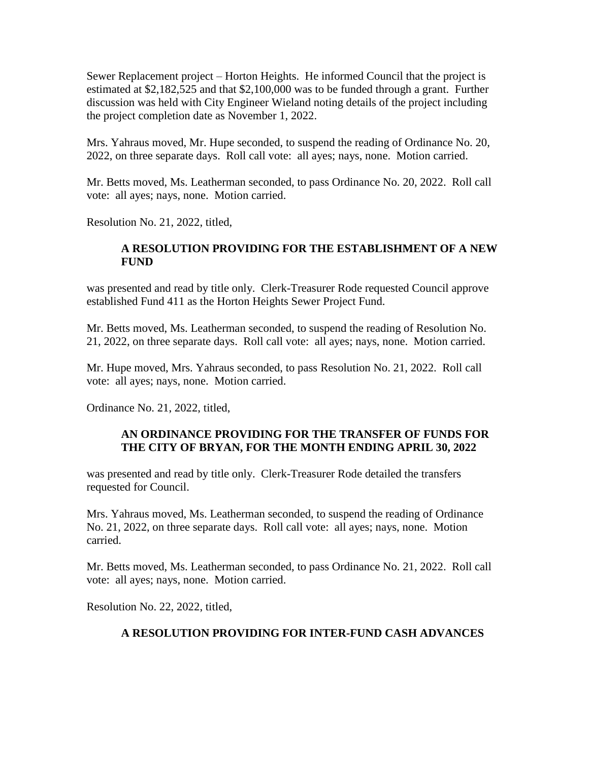Sewer Replacement project – Horton Heights. He informed Council that the project is estimated at $2,182,525 and that $2,100,000 was to be funded through a grant. Further discussion was held with City Engineer Wieland noting details of the project including the project completion date as November 1, 2022.

Mrs. Yahraus moved, Mr. Hupe seconded, to suspend the reading of Ordinance No. 20, 2022, on three separate days. Roll call vote: all ayes; nays, none. Motion carried.

Mr. Betts moved, Ms. Leatherman seconded, to pass Ordinance No. 20, 2022. Roll call vote: all ayes; nays, none. Motion carried.

Resolution No. 21, 2022, titled,

**A RESOLUTION PROVIDING FOR THE ESTABLISHMENT OF A NEW FUND**

was presented and read by title only. Clerk-Treasurer Rode requested Council approve established Fund 411 as the Horton Heights Sewer Project Fund.

Mr. Betts moved, Ms. Leatherman seconded, to suspend the reading of Resolution No. 21, 2022, on three separate days. Roll call vote: all ayes; nays, none. Motion carried.

Mr. Hupe moved, Mrs. Yahraus seconded, to pass Resolution No. 21, 2022. Roll call vote: all ayes; nays, none. Motion carried.

Ordinance No. 21, 2022, titled,

**AN ORDINANCE PROVIDING FOR THE TRANSFER OF FUNDS FOR THE CITY OF BRYAN, FOR THE MONTH ENDING APRIL 30, 2022**

was presented and read by title only. Clerk-Treasurer Rode detailed the transfers requested for Council.

Mrs. Yahraus moved, Ms. Leatherman seconded, to suspend the reading of Ordinance No. 21, 2022, on three separate days. Roll call vote: all ayes; nays, none. Motion carried.

Mr. Betts moved, Ms. Leatherman seconded, to pass Ordinance No. 21, 2022. Roll call vote: all ayes; nays, none. Motion carried.

Resolution No. 22, 2022, titled,

**A RESOLUTION PROVIDING FOR INTER-FUND CASH ADVANCES**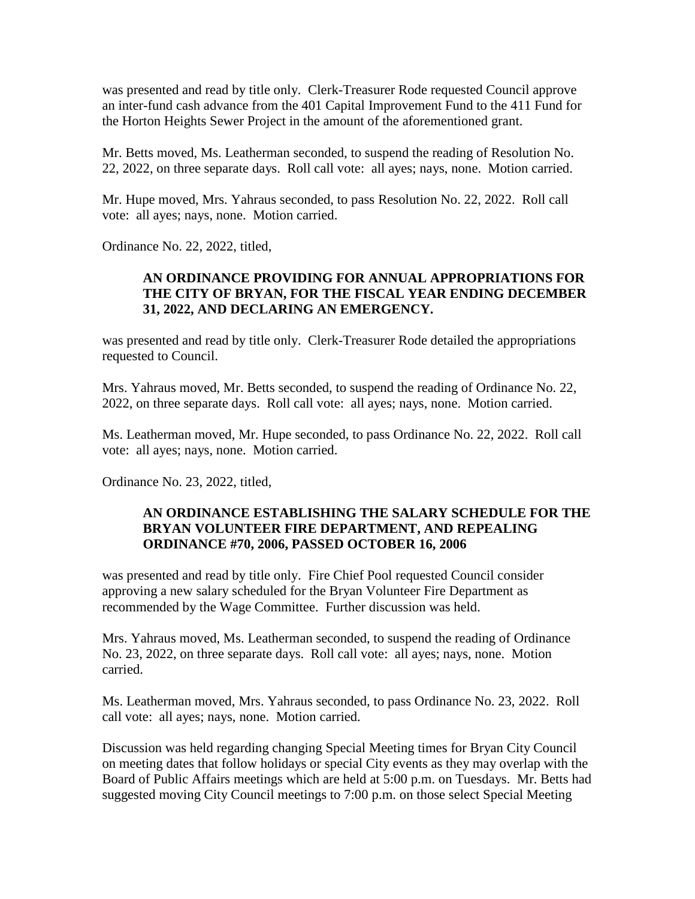was presented and read by title only. Clerk-Treasurer Rode requested Council approve an inter-fund cash advance from the 401 Capital Improvement Fund to the 411 Fund for the Horton Heights Sewer Project in the amount of the aforementioned grant.

Mr. Betts moved, Ms. Leatherman seconded, to suspend the reading of Resolution No. 22, 2022, on three separate days. Roll call vote: all ayes; nays, none. Motion carried.

Mr. Hupe moved, Mrs. Yahraus seconded, to pass Resolution No. 22, 2022. Roll call vote: all ayes; nays, none. Motion carried.

Ordinance No. 22, 2022, titled,

> **AN ORDINANCE PROVIDING FOR ANNUAL APPROPRIATIONS FOR THE CITY OF BRYAN, FOR THE FISCAL YEAR ENDING DECEMBER 31, 2022, AND DECLARING AN EMERGENCY.**

was presented and read by title only. Clerk-Treasurer Rode detailed the appropriations requested to Council.

Mrs. Yahraus moved, Mr. Betts seconded, to suspend the reading of Ordinance No. 22, 2022, on three separate days. Roll call vote: all ayes; nays, none. Motion carried.

Ms. Leatherman moved, Mr. Hupe seconded, to pass Ordinance No. 22, 2022. Roll call vote: all ayes; nays, none. Motion carried.

Ordinance No. 23, 2022, titled,

> **AN ORDINANCE ESTABLISHING THE SALARY SCHEDULE FOR THE BRYAN VOLUNTEER FIRE DEPARTMENT, AND REPEALING ORDINANCE #70, 2006, PASSED OCTOBER 16, 2006**

was presented and read by title only. Fire Chief Pool requested Council consider approving a new salary scheduled for the Bryan Volunteer Fire Department as recommended by the Wage Committee. Further discussion was held.

Mrs. Yahraus moved, Ms. Leatherman seconded, to suspend the reading of Ordinance No. 23, 2022, on three separate days. Roll call vote: all ayes; nays, none. Motion carried.

Ms. Leatherman moved, Mrs. Yahraus seconded, to pass Ordinance No. 23, 2022. Roll call vote: all ayes; nays, none. Motion carried.

Discussion was held regarding changing Special Meeting times for Bryan City Council on meeting dates that follow holidays or special City events as they may overlap with the Board of Public Affairs meetings which are held at 5:00 p.m. on Tuesdays. Mr. Betts had suggested moving City Council meetings to 7:00 p.m. on those select Special Meeting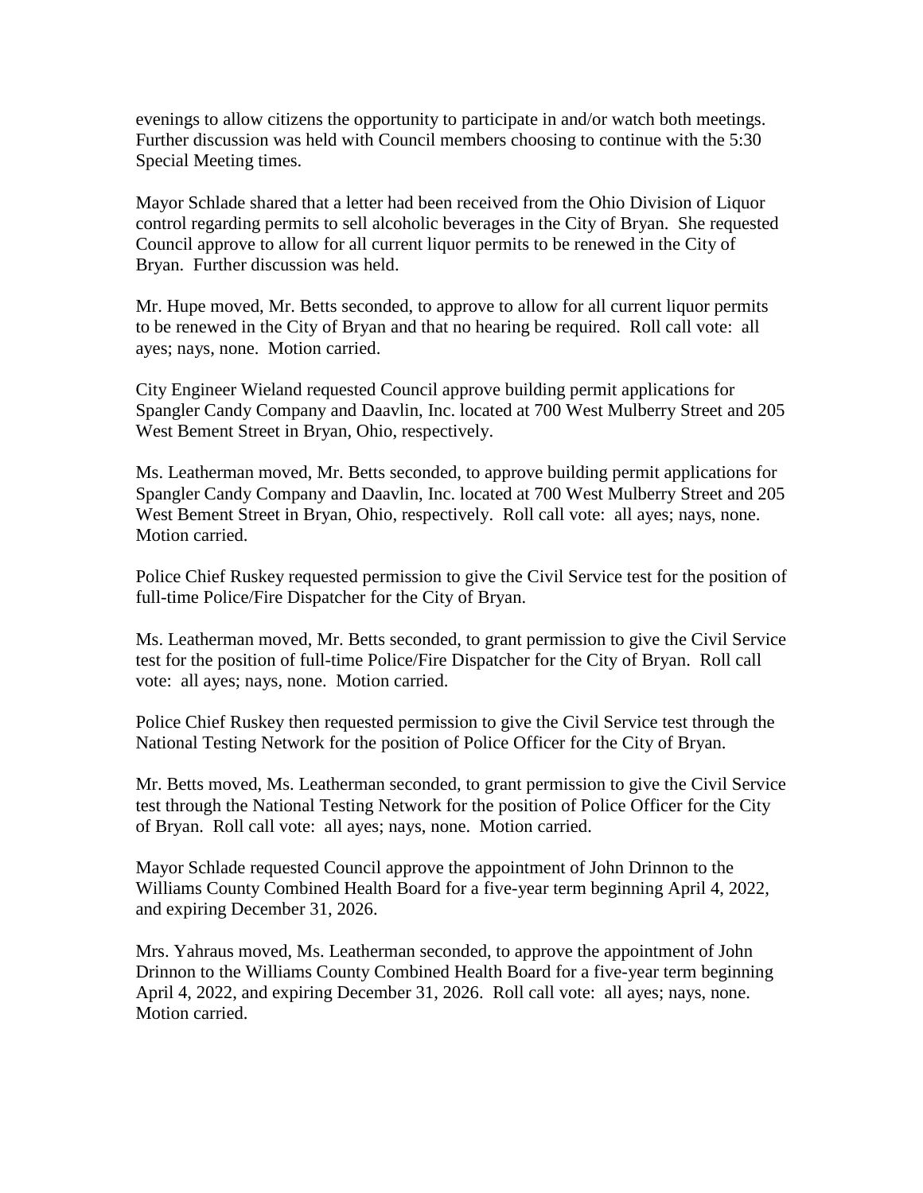evenings to allow citizens the opportunity to participate in and/or watch both meetings. Further discussion was held with Council members choosing to continue with the 5:30 Special Meeting times.

Mayor Schlade shared that a letter had been received from the Ohio Division of Liquor control regarding permits to sell alcoholic beverages in the City of Bryan. She requested Council approve to allow for all current liquor permits to be renewed in the City of Bryan. Further discussion was held.

Mr. Hupe moved, Mr. Betts seconded, to approve to allow for all current liquor permits to be renewed in the City of Bryan and that no hearing be required. Roll call vote: all ayes; nays, none. Motion carried.

City Engineer Wieland requested Council approve building permit applications for Spangler Candy Company and Daavlin, Inc. located at 700 West Mulberry Street and 205 West Bement Street in Bryan, Ohio, respectively.

Ms. Leatherman moved, Mr. Betts seconded, to approve building permit applications for Spangler Candy Company and Daavlin, Inc. located at 700 West Mulberry Street and 205 West Bement Street in Bryan, Ohio, respectively. Roll call vote: all ayes; nays, none. Motion carried.

Police Chief Ruskey requested permission to give the Civil Service test for the position of full-time Police/Fire Dispatcher for the City of Bryan.

Ms. Leatherman moved, Mr. Betts seconded, to grant permission to give the Civil Service test for the position of full-time Police/Fire Dispatcher for the City of Bryan. Roll call vote: all ayes; nays, none. Motion carried.

Police Chief Ruskey then requested permission to give the Civil Service test through the National Testing Network for the position of Police Officer for the City of Bryan.

Mr. Betts moved, Ms. Leatherman seconded, to grant permission to give the Civil Service test through the National Testing Network for the position of Police Officer for the City of Bryan. Roll call vote: all ayes; nays, none. Motion carried.

Mayor Schlade requested Council approve the appointment of John Drinnon to the Williams County Combined Health Board for a five-year term beginning April 4, 2022, and expiring December 31, 2026.

Mrs. Yahraus moved, Ms. Leatherman seconded, to approve the appointment of John Drinnon to the Williams County Combined Health Board for a five-year term beginning April 4, 2022, and expiring December 31, 2026. Roll call vote: all ayes; nays, none. Motion carried.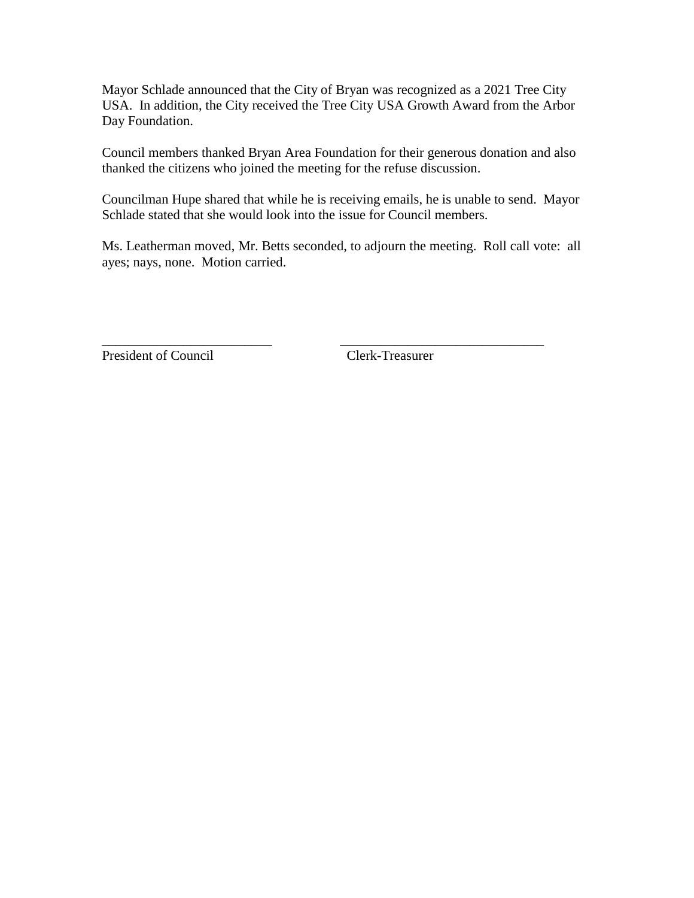Mayor Schlade announced that the City of Bryan was recognized as a 2021 Tree City USA. In addition, the City received the Tree City USA Growth Award from the Arbor Day Foundation.

Council members thanked Bryan Area Foundation for their generous donation and also thanked the citizens who joined the meeting for the refuse discussion.

Councilman Hupe shared that while he is receiving emails, he is unable to send. Mayor Schlade stated that she would look into the issue for Council members.

Ms. Leatherman moved, Mr. Betts seconded, to adjourn the meeting. Roll call vote: all ayes; nays, none. Motion carried.

_________________________                    ______________________________

President of Council                              Clerk-Treasurer